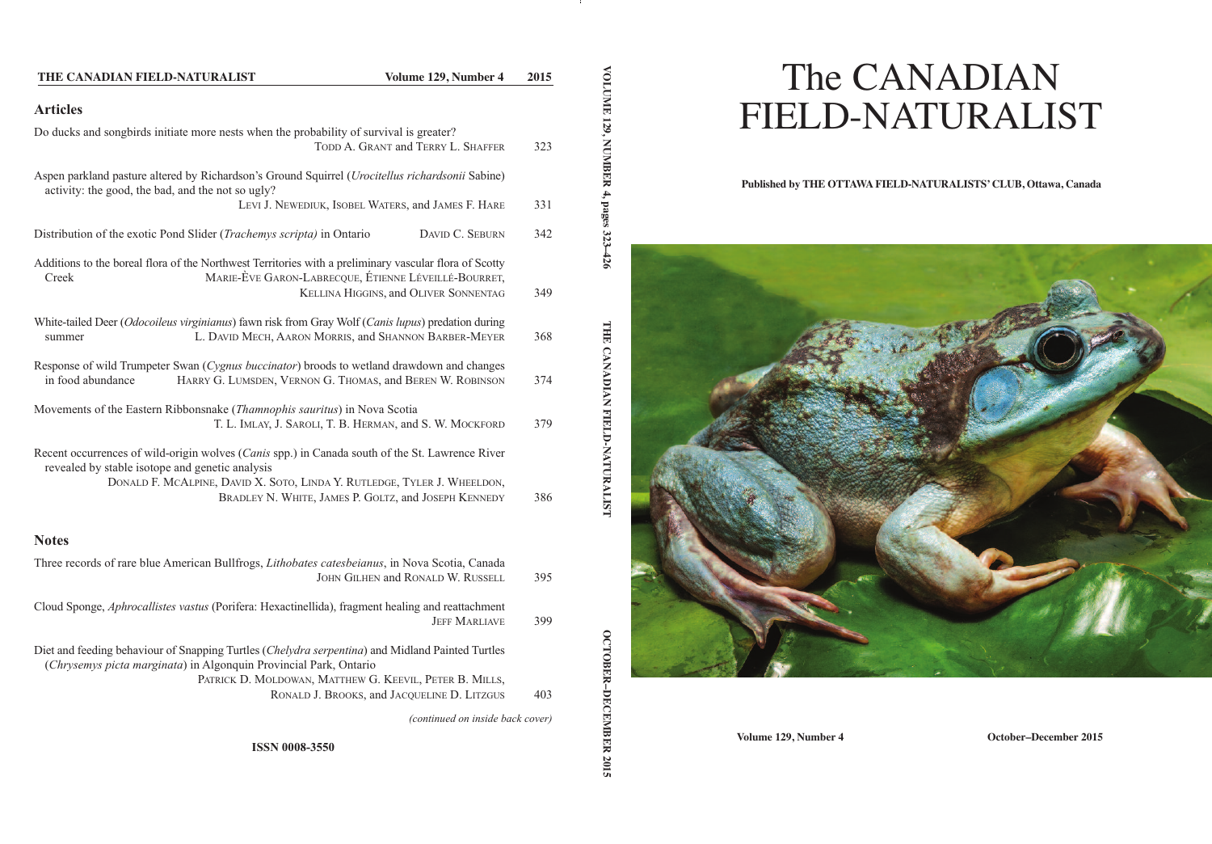**THE CANADIAN FIELD-NATURALIST** **Volume 129, Number 4** **2015**

## Articles

Do ducks and songbirds initiate more nests when the probability of survival is greater?
TODD A. GRANT and TERRY L. SHAFFER — 323

Aspen parkland pasture altered by Richardson's Ground Squirrel (*Urocitellus richardsonii* Sabine) activity: the good, the bad, and the not so ugly?
LEVI J. NEWEDIUK, ISOBEL WATERS, and JAMES F. HARE — 331

Distribution of the exotic Pond Slider (*Trachemys scripta*) in Ontario
DAVID C. SEBURN — 342

Additions to the boreal flora of the Northwest Territories with a preliminary vascular flora of Scotty Creek
MARIE-ÈVE GARON-LABRECQUE, ÉTIENNE LÉVEILLÉ-BOURRET, KELLINA HIGGINS, and OLIVER SONNENTAG — 349

White-tailed Deer (*Odocoileus virginianus*) fawn risk from Gray Wolf (*Canis lupus*) predation during summer
L. DAVID MECH, AARON MORRIS, and SHANNON BARBER-MEYER — 368

Response of wild Trumpeter Swan (*Cygnus buccinator*) broods to wetland drawdown and changes in food abundance
HARRY G. LUMSDEN, VERNON G. THOMAS, and BEREN W. ROBINSON — 374

Movements of the Eastern Ribbonsnake (*Thamnophis sauritus*) in Nova Scotia
T. L. IMLAY, J. SAROLI, T. B. HERMAN, and S. W. MOCKFORD — 379

Recent occurrences of wild-origin wolves (*Canis* spp.) in Canada south of the St. Lawrence River revealed by stable isotope and genetic analysis
DONALD F. MCALPINE, DAVID X. SOTO, LINDA Y. RUTLEDGE, TYLER J. WHEELDON, BRADLEY N. WHITE, JAMES P. GOLTZ, and JOSEPH KENNEDY — 386

## Notes

Three records of rare blue American Bullfrogs, *Lithobates catesbeianus*, in Nova Scotia, Canada
JOHN GILHEN and RONALD W. RUSSELL — 395

Cloud Sponge, *Aphrocallistes vastus* (Porifera: Hexactinellida), fragment healing and reattachment
JEFF MARLIAVE — 399

Diet and feeding behaviour of Snapping Turtles (*Chelydra serpentina*) and Midland Painted Turtles (*Chrysemys picta marginata*) in Algonquin Provincial Park, Ontario
PATRICK D. MOLDOWAN, MATTHEW G. KEEVIL, PETER B. MILLS, RONALD J. BROOKS, and JACQUELINE D. LITZGUS — 403

*(continued on inside back cover)*

**ISSN 0008-3550**

VOLUME 129, NUMBER 4, pages 323–426 THE CANADIAN FIELD-NATURALIST OCTOBER–DECEMBER 2015

# The CANADIAN FIELD-NATURALIST

**Published by THE OTTAWA FIELD-NATURALISTS' CLUB, Ottawa, Canada**

**Volume 129, Number 4** **October–December 2015**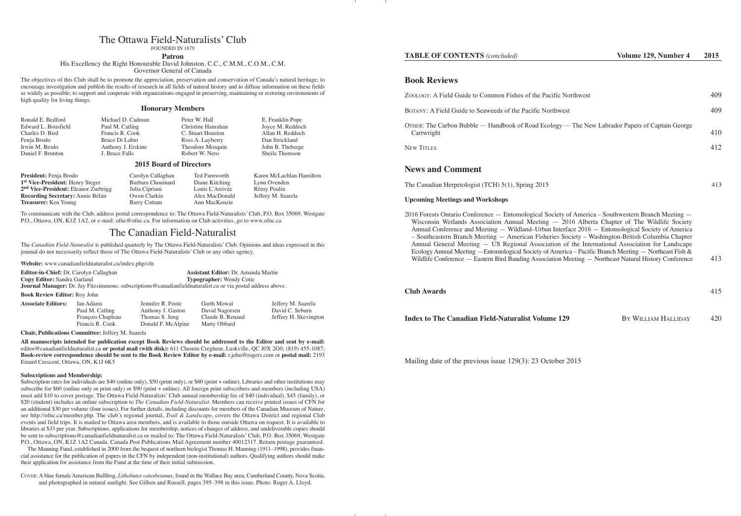# The Ottawa Field-Naturalists' Club

FOUNDED IN 1879

**Patron**

His Excellency the Right Honourable David Johnston, C.C., C.M.M., C.O.M., C.M.
Governor General of Canada

The objectives of this Club shall be to promote the appreciation, preservation and conservation of Canada's natural heritage; to encourage investigation and publish the results of research in all fields of natural history and to diffuse information on these fields as widely as possible; to support and cooperate with organizations engaged in preserving, maintaining or restoring environments of high quality for living things.

### Honorary Members

| | | | |
|---|---|---|---|
| Ronald E. Bedford | Michael D. Cadman | Peter W. Hall | E. Franklin Pope |
| Edward L. Bousfield | Paul M. Catling | Christine Hanrahan | Joyce M. Reddoch |
| Charles D. Bird | Francis R. Cook | C. Stuart Houston | Allan H. Reddoch |
| Fenja Brodo | Bruce Di Labio | Ross A. Layberry | Dan Strickland |
| Irwin M. Brodo | Anthony J. Erskine | Theodore Mosquin | John B. Theberge |
| Daniel F. Brunton | J. Bruce Falls | Robert W. Nero | Sheila Thomson |

### 2015 Board of Directors

| | | | |
|---|---|---|---|
| **President:** Fenja Brodo | Carolyn Callaghan | Ted Farnworth | Karen McLachlan Hamilton |
| **1st Vice-President:** Henry Steger | Barbara Chouinard | Diane Kitching | Lynn Ovenden |
| **2nd Vice-President:** Eleanor Zurbrigg | Julia Cipriani | Louis L'Arrivée | Rémy Poulin |
| **Recording Secretary:** Annie Bélair | Owen Clarkin | Alex MacDonald | Jeffery M. Saarela |
| **Treasurer:** Ken Young | Barry Cottam | Ann MacKenzie | |

To communicate with the Club, address postal correspondence to: The Ottawa Field-Naturalists' Club, P.O. Box 35069, Westgate P.O., Ottawa, ON, K1Z 1A2, or e-mail: ofnc@ofnc.ca. For information on Club activities, go to www.ofnc.ca

# The Canadian Field-Naturalist

The *Canadian Field-Naturalist* is published quarterly by The Ottawa Field-Naturalists' Club. Opinions and ideas expressed in this journal do not necessarily reflect those of The Ottawa Field-Naturalists' Club or any other agency.

**Website:** www.canadianfieldnaturalist.ca/index.php/cfn

**Editor-in-Chief:** Dr. Carolyn Callaghan
**Assistant Editor:** Dr. Amanda Martin
**Copy Editor:** Sandra Garland
**Typographer:** Wendy Cotie
**Journal Manager:** Dr. Jay Fitzsimmons: subscriptions@canadianfieldnaturalist.ca or via postal address above.

**Book Review Editor:** Roy John

| **Associate Editors:** | | | |
|---|---|---|---|
| Ian Adams | Jennifer R. Foote | Garth Mowat | Jeffery M. Saarela |
| Paul M. Catling | Anthony J. Gaston | David Nagorsen | David C. Seburn |
| François Chapleau | Thomas S. Jung | Claude B. Renaud | Jeffrey H. Skevington |
| Francis R. Cook | Donald F. McAlpine | Marty Obbard | |

**Chair, Publications Committee:** Jeffery M. Saarela

**All manuscripts intended for publication except Book Reviews should be addressed to the Editor and sent by e-mail:** editor@canadianfieldnaturalist.ca **or postal mail (with disk):** 611 Chemin Cregheur, Luskville, QC J0X 2G0; (819) 455-1087; **Book-review correspondence should be sent to the Book Review Editor by e-mail:** r.john@rogers.com or **postal mail:** 2193 Emard Crescent, Ottawa, ON, K1J 6K5

**Subscriptions and Membership:**

Subscription rates for individuals are $40 (online only), $50 (print only), or $60 (print + online). Libraries and other institutions may subscribe for $60 (online only or print only) or $90 (print + online). All foreign print subscribers and members (including USA) must add $10 to cover postage. The Ottawa Field-Naturalists' Club annual membership fee of $40 (individual), $45 (family), or $20 (student) includes an online subscription to *The Canadian Field-Naturalist*. Members can receive printed issues of CFN for an additional $30 per volume (four issues). For further details, including discounts for members of the Canadian Museum of Nature, see http://ofnc.ca/member.php. The club's regional journal, *Trail & Landscape*, covers the Ottawa District and regional Club events and field trips. It is mailed to Ottawa area members, and is available to those outside Ottawa on request. It is available to libraries at $33 per year. Subscriptions, applications for membership, notices of changes of address, and undeliverable copies should be sent to subscriptions@canadianfieldnaturalist.ca or mailed to: The Ottawa Field-Naturalists' Club, P.O. Box 35069, Westgate P.O., Ottawa, ON, K1Z 1A2 Canada. Canada Post Publications Mail Agreement number 40012317. Return postage guaranteed.

The Manning Fund, established in 2000 from the bequest of northern biologist Thomas H. Manning (1911–1998), provides financial assistance for the publication of papers in the CFN by independent (non-institutional) authors. Qualifying authors should make their application for assistance from the Fund at the time of their initial submission.

COVER: A blue female American Bullfrog, *Lithobates catesbeianus*, found in the Wallace Bay area, Cumberland County, Nova Scotia, and photographed in natural sunlight. See Gilhen and Russell, pages 395–398 in this issue. Photo: Roger A. Lloyd.

**TABLE OF CONTENTS** *(concluded)* — **Volume 129, Number 4 2015**

## Book Reviews

ZOOLOGY: A Field Guide to Common Fishes of the Pacific Northwest — 409

BOTANY: A Field Guide to Seaweeds of the Pacific Northwest — 409

OTHER: The Carbon Bubble — Handbook of Road Ecology — The New Labrador Papers of Captain George Cartwright — 410

NEW TITLES — 412

## News and Comment

The Canadian Herpetologist (TCH) 5(1), Spring 2015 — 413

**Upcoming Meetings and Workshops**

2016 Forests Ontario Conference — Entomological Society of America – Southwestern Branch Meeting — Wisconsin Wetlands Association Annual Meeting — 2016 Alberta Chapter of The Wildlife Society Annual Conference and Meeting — Wildland–Urban Interface 2016 — Entomological Society of America – Southeastern Branch Meeting — American Fisheries Society – Washington-British Columbia Chapter Annual General Meeting — US Regional Association of the International Association for Landscape Ecology Annual Meeting —Entomological Society of America – Pacific Branch Meeting — Northeast Fish & Wildlife Conference — Eastern Bird Banding Association Meeting — Northeast Natural History Conference — 413

**Club Awards** — 415

**Index to The Canadian Field-Naturalist Volume 129** — BY WILLIAM HALLIDAY — 420

Mailing date of the previous issue 129(3): 23 October 2015